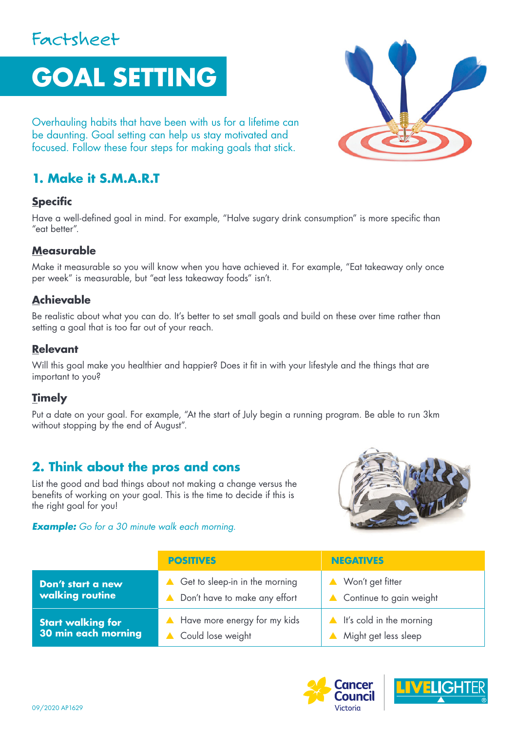Factsheet

# GOAL SETTING

Overhauling habits that have been with us for a lifetime can be daunting. Goal setting can help us stay motivated and focused. Follow these four steps for making goals that stick.

## 1. Make it S.M.A.R.T

### Specific

Have a well-defined goal in mind. For example, "Halve sugary drink consumption" is more specific than "eat better".

### Measurable

Make it measurable so you will know when you have achieved it. For example, "Eat takeaway only once per week" is measurable, but "eat less takeaway foods" isn't.

### Achievable

Be realistic about what you can do. It's better to set small goals and build on these over time rather than setting a goal that is too far out of your reach.

### Relevant

Will this goal make you healthier and happier? Does it fit in with your lifestyle and the things that are important to you?

### Timely

Put a date on your goal. For example, "At the start of July begin a running program. Be able to run 3km without stopping by the end of August".

## 2. Think about the pros and cons

List the good and bad things about not making a change versus the benefits of working on your goal. This is the time to decide if this is the right goal for you!

***Example:*** *Go for a 30 minute walk each morning.*

| | POSITIVES | NEGATIVES |
|---|---|---|
| **Don't start a new walking routine** | ▲ Get to sleep-in in the morning<br>▲ Don't have to make any effort | ▲ Won't get fitter<br>▲ Continue to gain weight |
| **Start walking for 30 min each morning** | ▲ Have more energy for my kids<br>▲ Could lose weight | ▲ It's cold in the morning<br>▲ Might get less sleep |

09/2020 AP1629

Cancer Council Victoria | LIVELIGHTER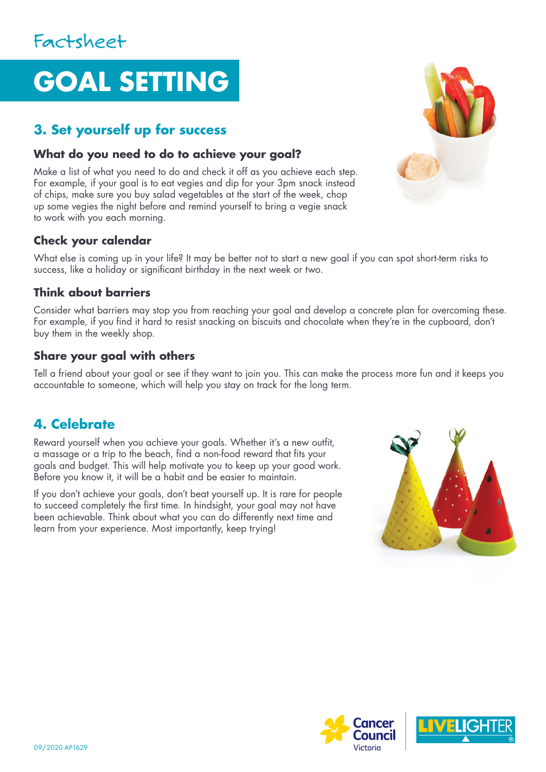Factsheet

# GOAL SETTING

## 3. Set yourself up for success

### What do you need to do to achieve your goal?

Make a list of what you need to do and check it off as you achieve each step. For example, if your goal is to eat vegies and dip for your 3pm snack instead of chips, make sure you buy salad vegetables at the start of the week, chop up some vegies the night before and remind yourself to bring a vegie snack to work with you each morning.

### Check your calendar

What else is coming up in your life? It may be better not to start a new goal if you can spot short-term risks to success, like a holiday or significant birthday in the next week or two.

### Think about barriers

Consider what barriers may stop you from reaching your goal and develop a concrete plan for overcoming these. For example, if you find it hard to resist snacking on biscuits and chocolate when they're in the cupboard, don't buy them in the weekly shop.

### Share your goal with others

Tell a friend about your goal or see if they want to join you. This can make the process more fun and it keeps you accountable to someone, which will help you stay on track for the long term.

## 4. Celebrate

Reward yourself when you achieve your goals. Whether it's a new outfit, a massage or a trip to the beach, find a non-food reward that fits your goals and budget. This will help motivate you to keep up your good work. Before you know it, it will be a habit and be easier to maintain.

If you don't achieve your goals, don't beat yourself up. It is rare for people to succeed completely the first time. In hindsight, your goal may not have been achievable. Think about what you can do differently next time and learn from your experience. Most importantly, keep trying!

09/2020 AP1629

Cancer Council Victoria

LIVELIGHTER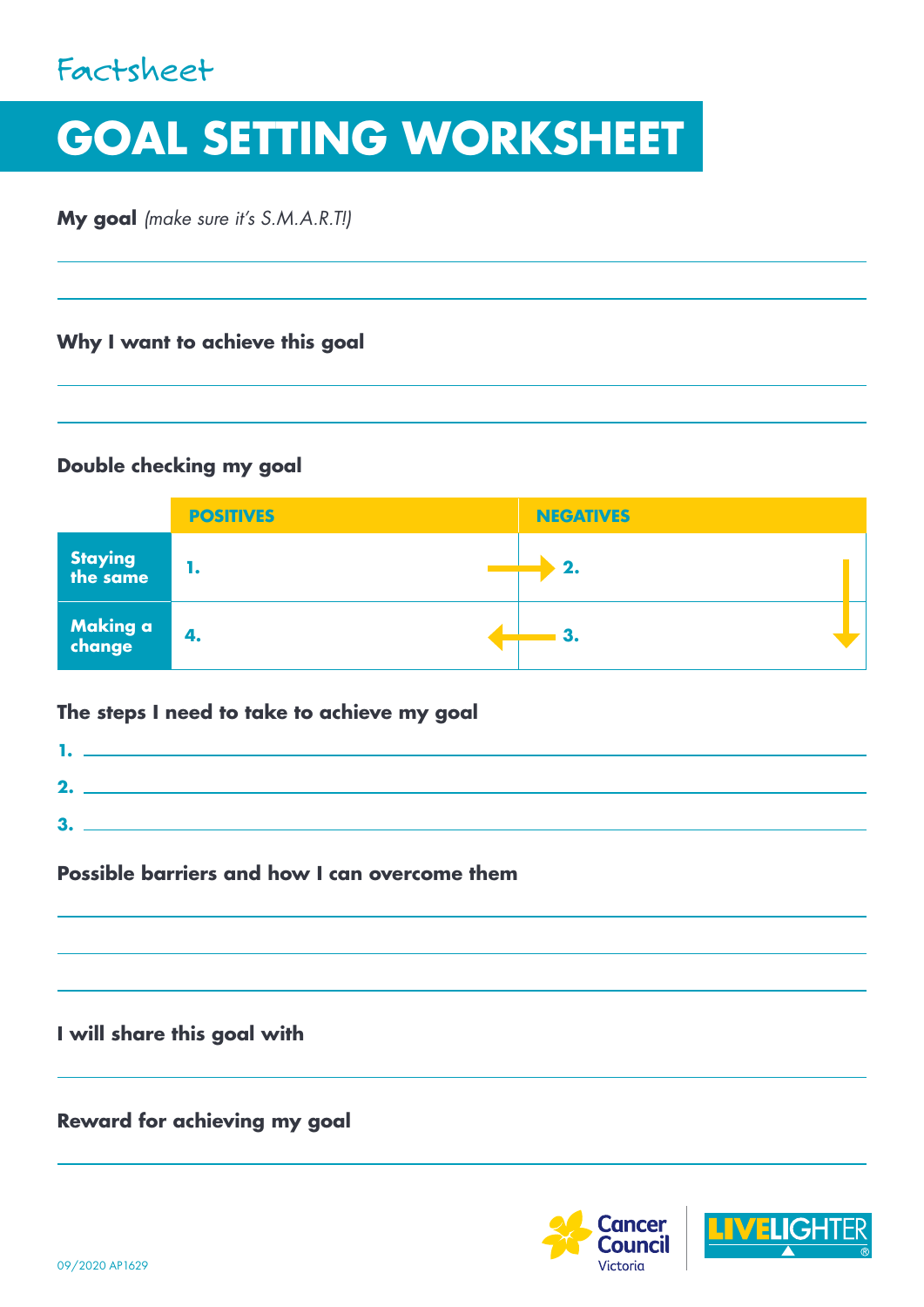Factsheet

# GOAL SETTING WORKSHEET

**My goal** *(make sure it's S.M.A.R.T!)*

**Why I want to achieve this goal**

**Double checking my goal**

| | POSITIVES | NEGATIVES |
|---|---|---|
| **Staying the same** | 1. | 2. |
| **Making a change** | 4. | 3. |

**The steps I need to take to achieve my goal**

1.
2.
3.

**Possible barriers and how I can overcome them**

**I will share this goal with**

**Reward for achieving my goal**

09/2020 AP1629